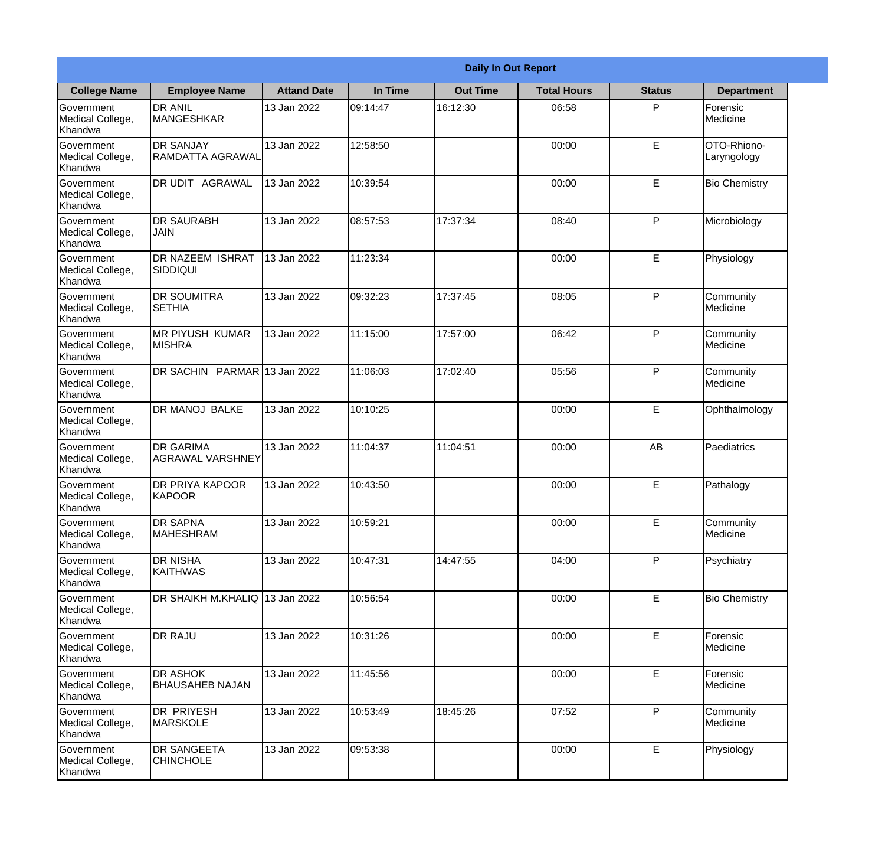| Daily In Out Report | | | | | | | |
|---|---|---|---|---|---|---|---|
| **College Name** | **Employee Name** | **Attand Date** | **In Time** | **Out Time** | **Total Hours** | **Status** | **Department** |
| Government Medical College, Khandwa | DR ANIL MANGESHKAR | 13 Jan 2022 | 09:14:47 | 16:12:30 | 06:58 | P | Forensic Medicine |
| Government Medical College, Khandwa | DR SANJAY RAMDATTA AGRAWAL | 13 Jan 2022 | 12:58:50 | | 00:00 | E | OTO-Rhiono-Laryngology |
| Government Medical College, Khandwa | DR UDIT AGRAWAL | 13 Jan 2022 | 10:39:54 | | 00:00 | E | Bio Chemistry |
| Government Medical College, Khandwa | DR SAURABH JAIN | 13 Jan 2022 | 08:57:53 | 17:37:34 | 08:40 | P | Microbiology |
| Government Medical College, Khandwa | DR NAZEEM ISHRAT SIDDIQUI | 13 Jan 2022 | 11:23:34 | | 00:00 | E | Physiology |
| Government Medical College, Khandwa | DR SOUMITRA SETHIA | 13 Jan 2022 | 09:32:23 | 17:37:45 | 08:05 | P | Community Medicine |
| Government Medical College, Khandwa | MR PIYUSH KUMAR MISHRA | 13 Jan 2022 | 11:15:00 | 17:57:00 | 06:42 | P | Community Medicine |
| Government Medical College, Khandwa | DR SACHIN PARMAR | 13 Jan 2022 | 11:06:03 | 17:02:40 | 05:56 | P | Community Medicine |
| Government Medical College, Khandwa | DR MANOJ BALKE | 13 Jan 2022 | 10:10:25 | | 00:00 | E | Ophthalmology |
| Government Medical College, Khandwa | DR GARIMA AGRAWAL VARSHNEY | 13 Jan 2022 | 11:04:37 | 11:04:51 | 00:00 | AB | Paediatrics |
| Government Medical College, Khandwa | DR PRIYA KAPOOR KAPOOR | 13 Jan 2022 | 10:43:50 | | 00:00 | E | Pathalogy |
| Government Medical College, Khandwa | DR SAPNA MAHESHRAM | 13 Jan 2022 | 10:59:21 | | 00:00 | E | Community Medicine |
| Government Medical College, Khandwa | DR NISHA KAITHWAS | 13 Jan 2022 | 10:47:31 | 14:47:55 | 04:00 | P | Psychiatry |
| Government Medical College, Khandwa | DR SHAIKH M.KHALIQ | 13 Jan 2022 | 10:56:54 | | 00:00 | E | Bio Chemistry |
| Government Medical College, Khandwa | DR RAJU | 13 Jan 2022 | 10:31:26 | | 00:00 | E | Forensic Medicine |
| Government Medical College, Khandwa | DR ASHOK BHAUSAHEB NAJAN | 13 Jan 2022 | 11:45:56 | | 00:00 | E | Forensic Medicine |
| Government Medical College, Khandwa | DR PRIYESH MARSKOLE | 13 Jan 2022 | 10:53:49 | 18:45:26 | 07:52 | P | Community Medicine |
| Government Medical College, Khandwa | DR SANGEETA CHINCHOLE | 13 Jan 2022 | 09:53:38 | | 00:00 | E | Physiology |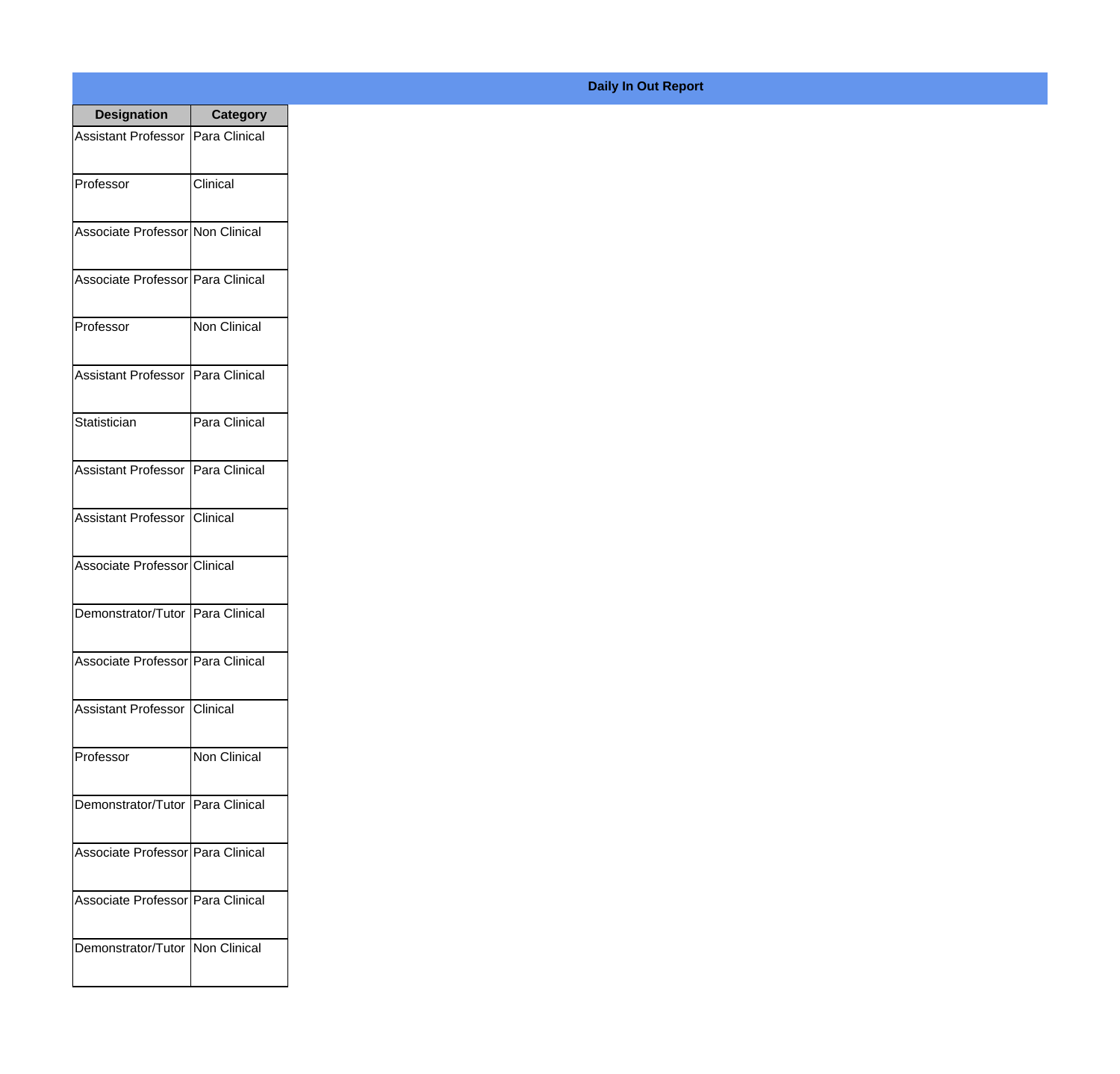**Daily In Out Report**

| Designation | Category |
|---|---|
| Assistant Professor | Para Clinical |
| Professor | Clinical |
| Associate Professor | Non Clinical |
| Associate Professor | Para Clinical |
| Professor | Non Clinical |
| Assistant Professor | Para Clinical |
| Statistician | Para Clinical |
| Assistant Professor | Para Clinical |
| Assistant Professor | Clinical |
| Associate Professor | Clinical |
| Demonstrator/Tutor | Para Clinical |
| Associate Professor | Para Clinical |
| Assistant Professor | Clinical |
| Professor | Non Clinical |
| Demonstrator/Tutor | Para Clinical |
| Associate Professor | Para Clinical |
| Associate Professor | Para Clinical |
| Demonstrator/Tutor | Non Clinical |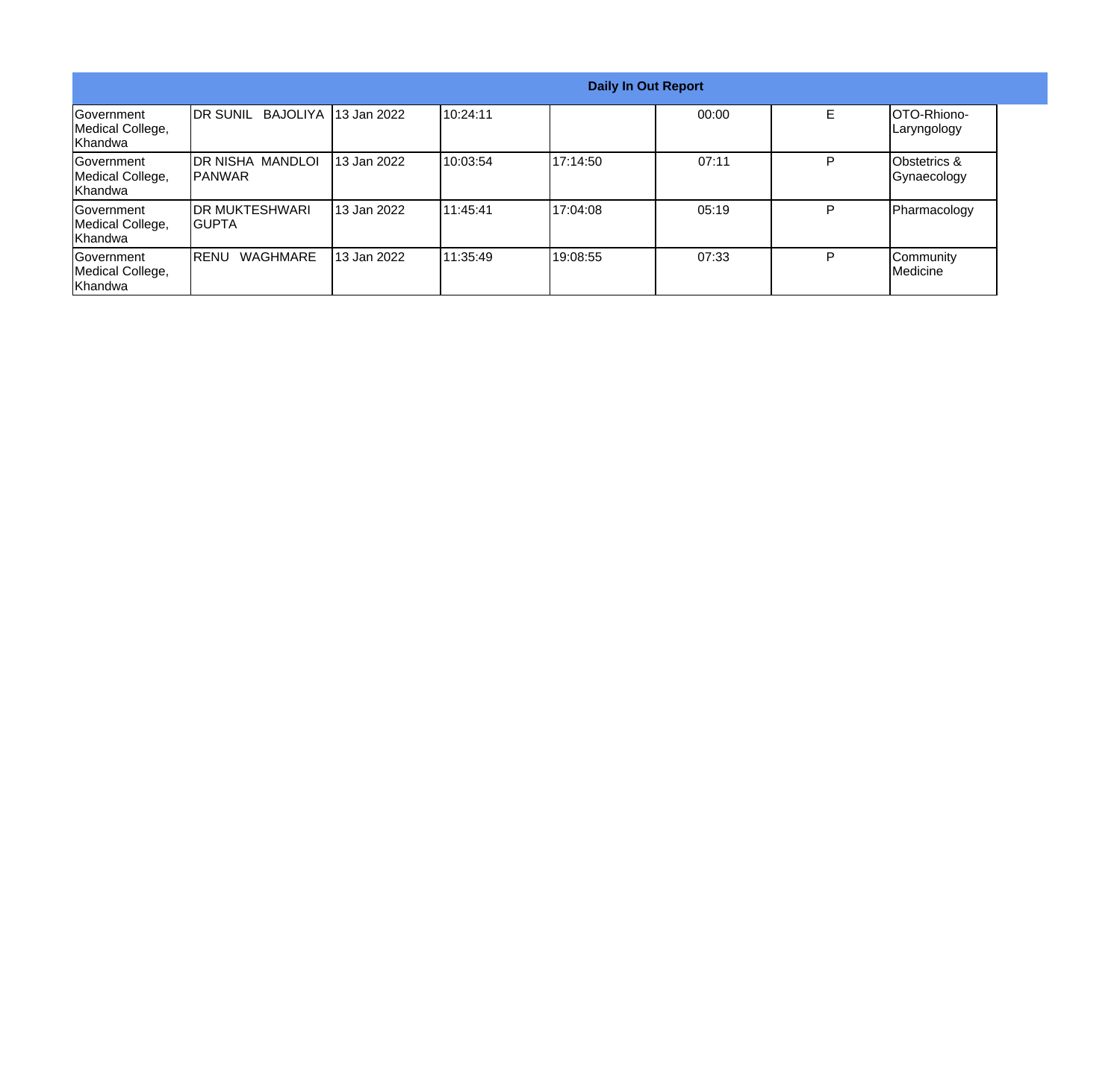| Daily In Out Report | | | | | | | |
|---|---|---|---|---|---|---|---|
| Government Medical College, Khandwa | DR SUNIL BAJOLIYA | 13 Jan 2022 | 10:24:11 | | 00:00 | E | OTO-Rhiono-Laryngology |
| Government Medical College, Khandwa | DR NISHA MANDLOI PANWAR | 13 Jan 2022 | 10:03:54 | 17:14:50 | 07:11 | P | Obstetrics & Gynaecology |
| Government Medical College, Khandwa | DR MUKTESHWARI GUPTA | 13 Jan 2022 | 11:45:41 | 17:04:08 | 05:19 | P | Pharmacology |
| Government Medical College, Khandwa | RENU WAGHMARE | 13 Jan 2022 | 11:35:49 | 19:08:55 | 07:33 | P | Community Medicine |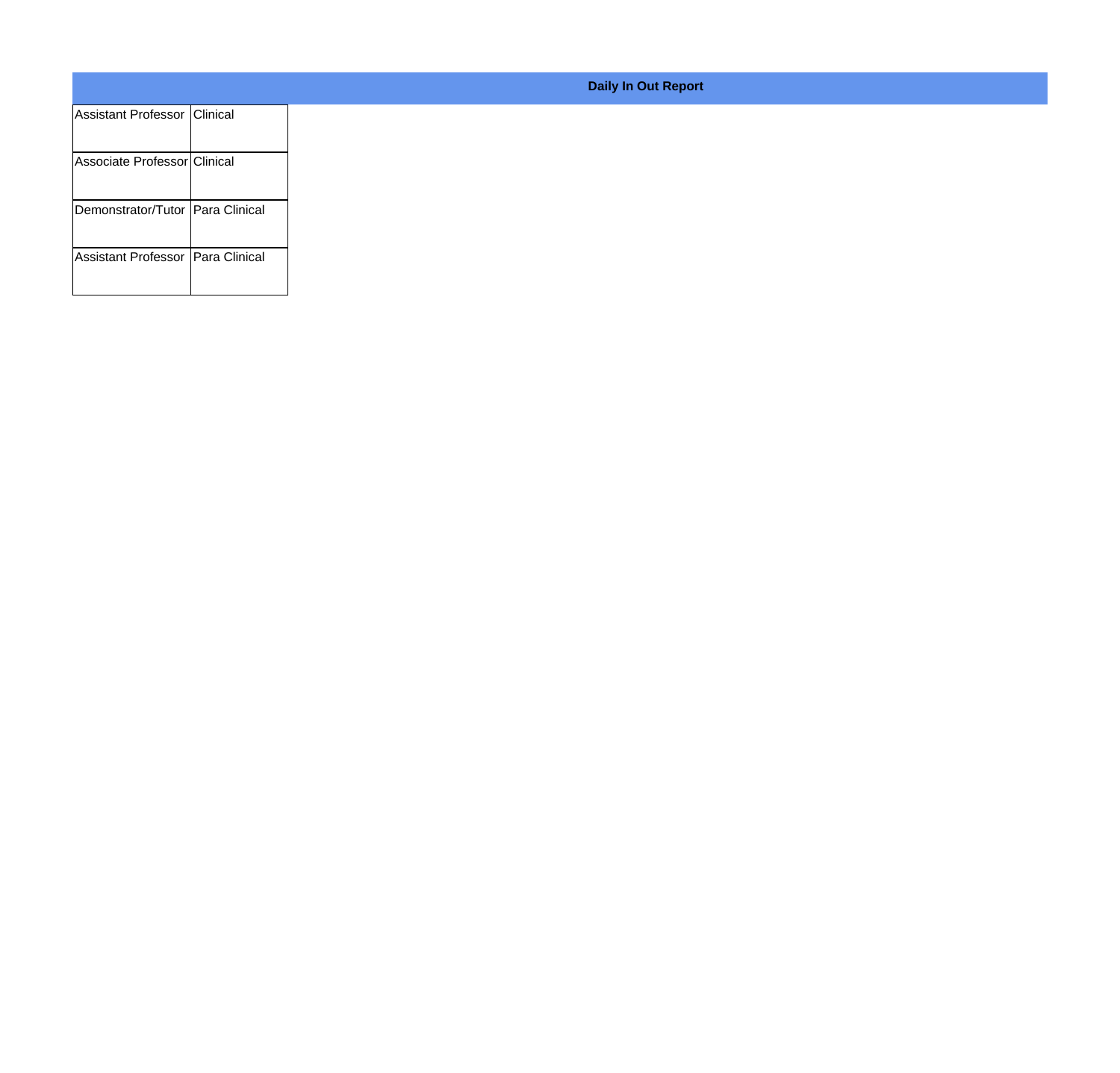**Daily In Out Report**

| | |
|---|---|
| Assistant Professor | Clinical |
| Associate Professor | Clinical |
| Demonstrator/Tutor | Para Clinical |
| Assistant Professor | Para Clinical |